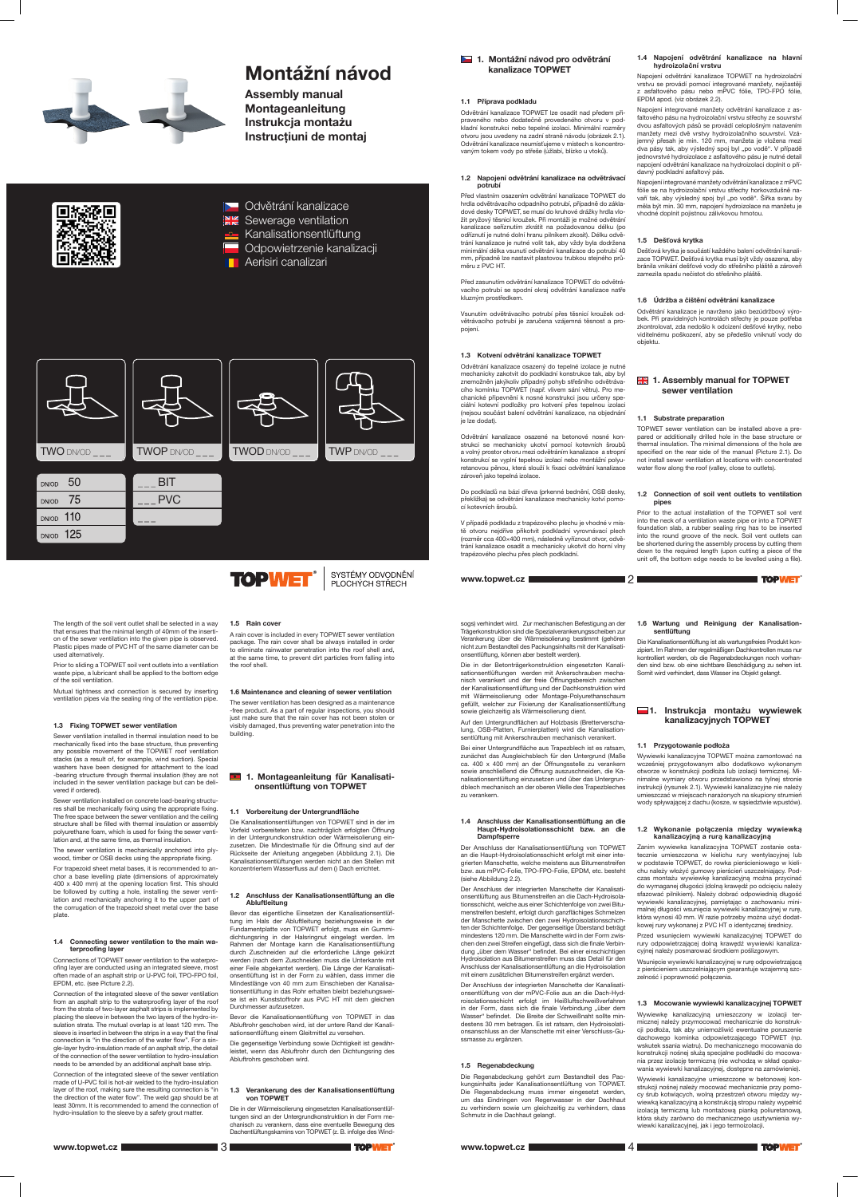# Montážní návod

**Assembly manual**
**Montageanleitung**
**Instrukcja montażu**
**Instrucțiuni de montaj**

Odvětrání kanalizace
Sewerage ventilation
Kanalisationsentlüftung
Odpowietrzenie kanalizacji
Aerisiri canalizari

TWO DN/OD _ _ _ | TWOP DN/OD _ _ _ | TWOD DN/OD _ _ _ | TWP DN/OD _ _ _

| | |
|---|---|
| DN/OD 50 | _ _ _ BIT |
| DN/OD 75 | _ _ _ PVC |
| DN/OD 110 | _ _ _ |
| DN/OD 125 | |

TOPWET® SYSTÉMY ODVODNĚNÍ PLOCHÝCH STŘECH

## 1. Montážní návod pro odvětrání kanalizace TOPWET

### 1.1 Příprava podkladu

Odvětrání kanalizace TOPWET lze osadit nad předem připraveného nebo dodatečně provedeného otvoru v podkladní konstrukci nebo tepelné izolaci. Minimální rozměry otvoru jsou uvedeny na zadní straně návodu (obrázek 2.1). Odvětrání kanalizace neumísťujeme v místech s koncentrovaným tokem vody po střeše (úžlabí, blízko u vtoků).

### 1.2 Napojení odvětrání kanalizace na odvětrávací potrubí

Před vlastním osazením odvětrání kanalizace TOPWET do hrdla odvětrávacího odpadního potrubí, případně do základové desky TOPWET, se musí do kruhové drážky hrdla vložit pryžový těsnicí kroužek. Při montáži je možné odvětrání kanalizace seříznutím zkrátit na požadovanou délku (po odříznutí je nutné dolní hranu pilníkem zkosit). Délku odvětrání kanalizace je nutné volit tak, aby vždy byla dodržena minimální délka vsunutí odvětrání kanalizace do potrubí 40 mm, případně lze nastavit plastovou trubkou stejného průměru z PVC HT.

Před zasunutím odvětrání kanalizace TOPWET do odvětrávacího potrubí se spodní okraj odvětrání kanalizace natře kluzným prostředkem.

Vsunutím odvětrávacího potrubí přes těsnicí kroužek odvětrávacího potrubí je zaručena vzájemná těsnost a propojení.

### 1.3 Kotvení odvětrání kanalizace TOPWET

Odvětrání kanalizace osazený do tepelné izolace je nutné mechanicky zakotvit do podkladní konstrukce tak, aby byl znemožněn jakýkoliv případný pohyb střešního odvětrávacího komínku TOPWET (např. vlivem sání větru). Pro mechanické připevnění k nosné konstrukci jsou určeny speciální kotevní podložky pro kotvení přes tepelnou izolaci (nejsou součástí balení odvětrání kanalizace, na objednání je lze dodat).

Odvětrání kanalizace osazené na betonové nosné konstrukci se mechanicky ukotví pomocí kotevních šroubů a volný prostor otvoru mezi odvětráním kanalizace a stropní konstrukcí se vyplní tepelnou izolací nebo montážní polyuretanovou pěnou, která slouží k fixaci odvětrání kanalizace zároveň jako tepelná izolace.

Do podkladů na bázi dřeva (prkenné bednění, OSB desky, překližka) se odvětrání kanalizace mechanicky kotví pomocí kotevních šroubů.

V případě podkladu z trapézového plechu je vhodné v místě otvoru nejdříve přikotvit podkladní vyrovnávací plech (rozměr cca 400×400 mm), následně vyříznout otvor, odvětrání kanalizace osadit a mechanicky ukotvit do horní vlny trapézového plechu přes plech podkladní.

### 1.4 Napojení odvětrání kanalizace na hlavní hydroizolační vrstvu

Napojení odvětrání kanalizace TOPWET na hydroizolační vrstvu se provádí pomocí integrované manžety, nejčastěji z asfaltového pásu nebo mPVC fólie, TPO-FPO fólie, EPDM apod. (viz obrázek 2.2).

Napojení integrované manžety odvětrání kanalizace z asfaltového pásu na hydroizolační vrstvu střechy ze souvrství dvou asfaltových pásů se provádí celoplošným natavením manžety mezi dvě vrstvy hydroizolačního souvrství. Vzájemný přesah je min. 120 mm, manžeta je vložena mezi dva pásy tak, aby výsledný spoj byl „po vodě". V případě jednovrstvé hydroizolace z asfaltového pásu je nutné detail napojení odvětrání kanalizace na hydroizolaci doplnit o přídavný podkladní asfaltový pás.

Napojení integrované manžety odvětrání kanalizace z mPVC fólie se na hydroizolační vrstvu střechy horkovzdušně navaří tak, aby výsledný spoj byl „po vodě". Šířka svaru by měla být min. 30 mm, napojení hydroizolace na manžetu je vhodné doplnit pojistnou zálivkovou hmotou.

### 1.5 Dešťová krytka

Dešťová krytka je součástí každého balení odvětrání kanalizace TOPWET. Dešťová krytka musí být vždy osazena, aby bránila vnikání dešťové vody do střešního pláště a zároveň zamezila spadu nečistot do střešního pláště.

### 1.6 Údržba a čištění odvětrání kanalizace

Odvětrání kanalizace je navrženo jako bezúdržbový výrobek. Při pravidelných kontrolách střechy je pouze potřeba zkontrolovat, zda nedošlo k odcizení dešťové krytky, nebo viditelnému poškození, aby se předešlo vniknutí vody do objektu.

## 1. Assembly manual for TOPWET sewer ventilation

### 1.1 Substrate preparation

TOPWET sewer ventilation can be installed above a prepared or additionally drilled hole in the base structure or thermal insulation. The minimal dimensions of the hole are specified on the rear side of the manual (Picture 2.1). Do not install sewer ventilation at locations with concentrated water flow along the roof (valley, close to outlets).

### 1.2 Connection of soil vent outlets to ventilation pipes

Prior to the actual installation of the TOPWET soil vent into the neck of a ventilation waste pipe or into a TOPWET foundation slab, a rubber sealing ring has to be inserted into the round groove of the neck. Soil vent outlets can be shortened during the assembly process by cutting them down to the required length (upon cutting a piece of the unit off, the bottom edge needs to be levelled using a file).

The length of the soil vent outlet shall be selected in a way that ensures that the minimal length of 40mm of the insertion of the sewer ventilation into the given pipe is observed. Plastic pipes made of PVC HT of the same diameter can be used alternatively.

Prior to sliding a TOPWET soil vent outlets into a ventilation waste pipe, a lubricant shall be applied to the bottom edge of the soil ventilation.

Mutual tightness and connection is secured by inserting ventilation pipes via the sealing ring of the ventilation pipe.

### 1.3 Fixing TOPWET sewer ventilation

Sewer ventilation installed in thermal insulation need to be mechanically fixed into the base structure, thus preventing any possible movement of the TOPWET roof ventilation stacks (as a result of, for example, wind suction). Special washers have been designed for attachment to the load-bearing structure through thermal insulation (they are not included in the sewer ventilation package but can be delivered if ordered).

Sewer ventilation installed on concrete load-bearing structures shall be mechanically fixing using the appropriate fixing. The free space between the sewer ventilation and the ceiling structure shall be filled with thermal insulation or assembly polyurethane foam, which is used for fixing the sewer ventilation and, at the same time, as thermal insulation.

The sewer ventilation is mechanically anchored into plywood, timber or OSB decks using the appropriate fixing.

For trapezoid sheet metal bases, it is recommended to anchor a base levelling plate (dimensions of approximately 400 x 400 mm) at the opening location first. This should be followed by cutting a hole, installing the sewer ventilation and mechanically anchoring it to the upper part of the corrugation of the trapezoid sheet metal over the base plate.

### 1.4 Connecting sewer ventilation to the main waterproofing layer

Connections of TOPWET sewer ventilation to the waterproofing layer are conducted using an integrated sleeve, most often made of an asphalt strip or U-PVC foil, TPO-FPO foil, EPDM, etc. (see Picture 2.2).

Connection of the integrated sleeve of the sewer ventilation from an asphalt strip to the waterproofing layer of the roof from the strata of two-layer asphalt strips is implemented by placing the sleeve in between the two layers of the hydro-insulation strata. The mutual overlap is at least 120 mm. The sleeve is inserted in between the strips in a way that the final connection is "in the direction of the water flow". For a single-layer hydro-insulation made of an asphalt strip, the detail of the connection of the sewer ventilation to hydro-insulation needs to be amended by an additional asphalt base strip.

Connection of the integrated sleeve of the sewer ventilation made of U-PVC foil is hot-air welded to the hydro-insulation layer of the roof, making sure the resulting connection is "in the direction of the water flow". The weld gap should be at least 30mm. It is recommended to amend the connection of hydro-insulation to the sleeve by a safety grout mater.

### 1.5 Rain cover

A rain cover is included in every TOPWET sewer ventilation package. The rain cover shall be always installed in order to eliminate rainwater penetration into the roof shell and, at the same time, to prevent dirt particles from falling into the roof shell.

### 1.6 Maintenance and cleaning of sewer ventilation

The sewer ventilation has been designed as a maintenance-free product. As a part of regular inspections, you should just make sure that the rain cover has not been stolen or visibly damaged, thus preventing water penetration into the building.

## 1. Montageanleitung für Kanalisationsentlüftung von TOPWET

### 1.1 Vorbereitung der Untergrundfläche

Die Kanalisationsentlüftungen von TOPWET sind in der im Vorfeld vorbereiteten bzw. nachträglich erfolgten Öffnung in der Untergrundkonstruktion oder Wärmeisolierung einzusetzen. Die Mindestmaße für die Öffnung sind auf der Rückseite der Anleitung angegeben (Abbildung 2.1). Die Kanalisationsentlüftungen werden nicht an den Stellen mit konzentriertem Wasserfluss auf dem () Dach errichtet.

### 1.2 Anschluss der Kanalisationsentlüftung an die Abluftleitung

Bevor das eigentliche Einsetzen der Kanalisationsentlüftung im Hals der Abluftleitung beziehungsweise in der Fundamentplatte von TOPWET erfolgt, muss ein Gummidichtungsring in der Halsringnut eingelegt werden. Im Rahmen der Montage kann die Kanalisationsentlüftung durch Zuschneiden auf die erforderliche Länge gekürzt werden (nach dem Zuschneiden muss die Unterkante mit einer Feile abgekantet werden). Die Länge der Kanalisationsentlüftung ist in der Form zu wählen, dass immer die Mindestlänge von 40 mm zum Einschieben der Kanalisationsentlüftung in das Rohr erhalten bleibt beziehungsweise ist ein Kunststoffrohr aus PVC HT mit dem gleichen Durchmesser aufzusetzen.

Bevor die Kanalisationsentlüftung von TOPWET in das Abluftrohr geschoben wird, ist der untere Rand der Kanalisationsentlüftung einem Gleitmittel zu versehen.

Die gegenseitige Verbindung sowie Dichtigkeit ist gewährleistet, wenn das Abluftrohr durch den Dichtungsring des Abluftrohrs geschoben wird.

### 1.3 Verankerung des der Kanalisationsentlüftung von TOPWET

Die in der Wärmeisolierung eingesetzten Kanalisationsentlüftungen sind an der Untergrundkonstruktion in der Form mechanisch zu verankern, dass eine eventuelle Bewegung des Dachentlüftungskamins von TOPWET (z. B. infolge des Windsogs) verhindert wird. Zur mechanischen Befestigung an der Trägerkonstruktion sind die Spezialverankerungsscheiben zur Verankerung über die Wärmeisolierung bestimmt (gehören nicht zum Bestandteil des Packungsinhalts mit der Kanalisationsentlüftung, können aber bestellt werden).

Die in der Betonträgerkonstruktion eingesetzten Kanalisationsentlüftungen werden mit Ankerschrauben mechanisch verankert und der freie Öffnungsbereich zwischen der Kanalisationsentlüftung und der Dachkonstruktion wird mit Wärmeisolierung oder Montage-Polyurethanschaum gefüllt, welcher zur Fixierung der Kanalisationsentlüftung sowie gleichzeitig als Wärmeisolierung dient.

Auf den Untergrundflächen auf Holzbasis (Bretterverschalung, OSB-Platten, Furnierplatten) wird die Kanalisationsentlüftung mit Ankerschrauben mechanisch verankert.

Bei einer Untergrundfläche aus Trapezblech ist es ratsam, zunächst das Ausgleichsblech für den Untergrund (Maße ca. 400 x 400 mm) an der Öffnungsstelle zu verankern sowie anschließend die Öffnung auszuschneiden, die Kanalisationsentlüftung einzusetzen und über das Untergrundblech mechanisch an der oberen Welle des Trapezbleches zu verankern.

### 1.4 Anschluss der Kanalisationsentlüftung an die Haupt-Hydroisolationsschicht bzw. an die Dampfsperre

Der Anschluss der Kanalisationsentlüftung von TOPWET an die Haupt-Hydroisolationsschicht erfolgt mit einer integrierten Manschette, welche meistens aus Bitumenstreifen bzw. aus mPVC-Folie, TPO-FPO-Folie, EPDM, etc. besteht (siehe Abbildung 2.2).

Der Anschluss der integrierten Manschette der Kanalisationsentlüftung aus Bitumenstreifen an die Dach-Hydroisolationsschicht, welche aus einer Schichtenfolge von zwei Bitumenstreifen besteht, erfolgt durch ganzflächiges Schmelzen der Manschette zwischen den zwei Hydroisolationsschichten der Schichtenfolge. Der gegenseitige Überstand beträgt mindestens 120 mm. Die Manschette wird in der Form zwischen den zwei Streifen eingefügt, dass sich die finale Verbindung „über dem Wasser" befindet. Bei einer einschichtigen Hydroisolation aus Bitumenstreifen muss das Detail für den Anschluss der Kanalisationsentlüftung an die Hydroisolation mit einem zusätzlichen Bitumenstreifen ergänzt werden.

Der Anschluss der integrierten Manschette der Kanalisationsentlüftung von der mPVC-Folie aus an die Dach-Hydroisolationsschicht erfolgt im Heißluftschweißverfahren in der Form, dass sich die finale Verbindung „über dem Wasser" befindet. Die Breite der Schweißnaht sollte mindestens 30 mm betragen. Es ist ratsam, den Hydroisolationsanschluss an der Manschette mit einer Verschluss-Gussmasse zu ergänzen.

### 1.5 Regenabdeckung

Die Regenabdeckung gehört zum Bestandteil des Packungsinhalts jeder Kanalisationsentlüftung von TOPWET. Die Regenabdeckung muss immer eingesetzt werden, um das Eindringen von Regenwasser in der Dachhaut zu verhindern sowie um gleichzeitig zu verhindern, dass Schmutz in die Dachhaut gelangt.

### 1.6 Wartung und Reinigung der Kanalisationsentlüftung

Die Kanalisationsentlüftung ist als wartungsfreies Produkt konzipiert. Im Rahmen der regelmäßigen Dachkontrollen muss nur kontrolliert werden, ob die Regenabdeckungen noch vorhanden sind bzw. ob eine sichtbare Beschädigung zu sehen ist. Somit wird verhindert, dass Wasser ins Objekt gelangt.

## 1. Instrukcja montażu wywiewek kanalizacyjnych TOPWET

### 1.1 Przygotowanie podłoża

Wywiewki kanalizacyjne TOPWET można zamontować na wcześniej przygotowanym albo dodatkowo wykonanym otworze w konstrukcji podłoża lub izolacji termicznej. Minimalne wymiary otworu przedstawiono na tylnej stronie instrukcji (rysunek 2.1). Wywiewki kanalizacyjne nie należy umieszczać w miejscach narażonych na skupiony strumień wody spływającej z dachu (kosze, w sąsiedztwie wpustów).

### 1.2 Wykonanie połączenia między wywiewką kanalizacyjną a rurą kanalizacyjną

Zanim wywiewka kanalizacyjna TOPWET zostanie ostatecznie umieszczona w kielichu rury wentylacyjnej lub w podstawie TOPWET, do rowka pierścieniowego w kielichu należy włożyć gumowy pierścień uszczelniający. Podczas montażu wywiewkę kanalizacyjną można przyciąć do wymaganej długości (dolną krawędź po odcięciu należy sfazować pilnikiem). Należy dobrać odpowiednią długość wywiewki kanalizacyjnej, pamiętając o zachowaniu minimalnej długości wsunięcia wywiewki kanalizacyjnej w rurę, która wynosi 40 mm. W razie potrzeby można użyć dodatkowej rury wykonanej z PVC HT o identycznej średnicy.

Przed wsunięciem wywiewki kanalizacyjnej TOPWET do rury odpowietrzającej dolną krawędź wywiewki kanalizacyjnej należy posmarować środkiem poślizgowym.

Wsunięcie wywiewki kanalizacyjnej w rurę odpowietrzającą z pierścieniem uszczelniającym gwarantuje wzajemną szczelność i poprawność połączenia.

### 1.3 Mocowanie wywiewki kanalizacyjnej TOPWET

Wywiewkę kanalizacyjną umieszczony w izolacji termicznej należy przymocować mechanicznie do konstrukcji podłoża, tak aby uniemożliwić ewentualne poruszenie dachowego komina odpowietrzającego TOPWET (np. wskutek ssania wiatru). Do mechanicznego mocowania do konstrukcji nośnej służą specjalne podkładki do mocowania przez izolację termiczną (nie wchodzą w skład opakowania wywiewki kanalizacyjnej, dostępne na zamówienie).

Wywiewki kanalizacyjne umieszczone w betonowej konstrukcji nośnej należy mocować mechanicznie przy pomocy śrub kotwiących, wolną przestrzeń otworu między wywiewką kanalizacyjną a konstrukcją stropu należy wypełnić izolacją termiczną lub montażową pianką poliuretanową, która służy zarówno do mocowania/ustabilizowania wywiewki kanalizacyjnej, jak i jego termoizolacji.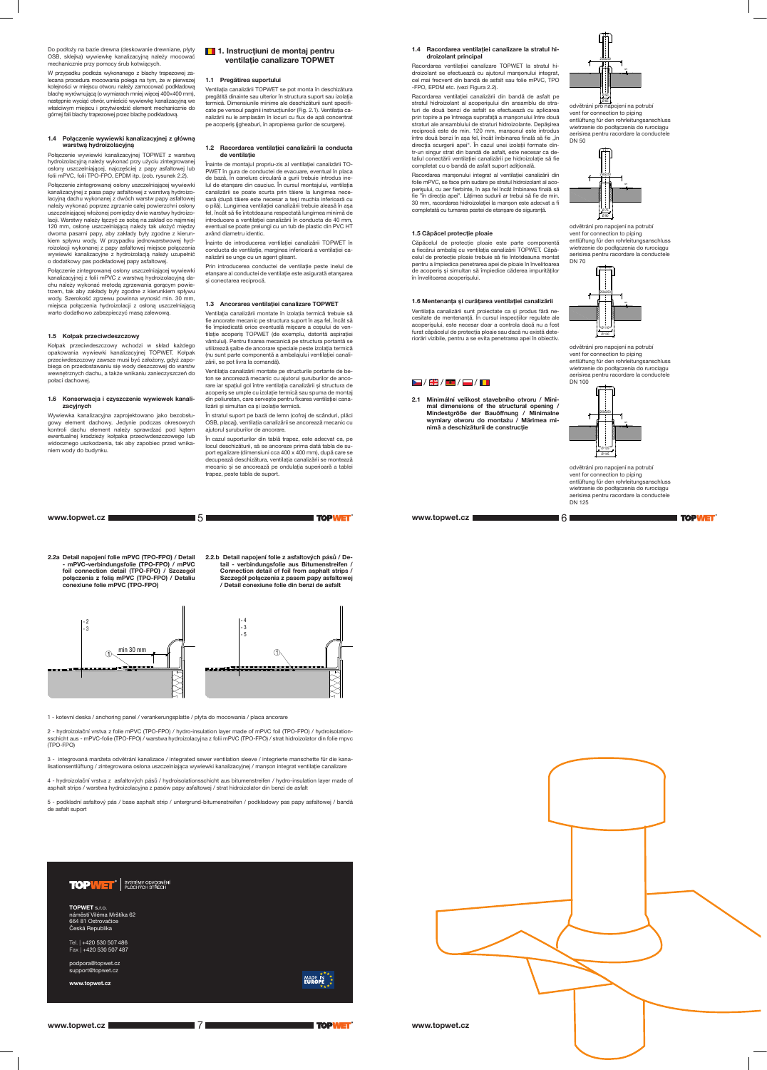Do podłoży na bazie drewna (deskowanie drewniane, płyty OSB, sklejka) wywiewkę kanalizacyjną należy mocować mechanicznie przy pomocy śrub kotwiących.

W przypadku podłoża wykonanego z blachy trapezowej zalecana procedura mocowania polega na tym, że w pierwszej kolejności w miejscu otworu należy zamocować podkładową blachę wyrównującą (o wymiarach mniej więcej 400×400 mm), następnie wyciąć otwór, umieścić wywiewkę kanalizacyjną we właściwym miejscu i przytwierdzić element mechanicznie do górnej fali blachy trapezowej przez blachę podkładową.

### 1.4 Połączenie wywiewki kanalizacyjnej z główną warstwą hydroizolacyjną

Połączenie wywiewki kanalizacyjnej TOPWET z warstwą hydroizolacyjną należy wykonać przy użyciu zintegrowanej osłony uszczelniającej, najczęściej z papy asfaltowej lub folii mPVC, folii TPO-FPO, EPDM itp. (zob. rysunek 2.2).

Połączenie zintegrowanej osłony uszczelniającej wywiewki kanalizacyjnej z pasa papy asfaltowej z warstwą hydroizolacyjną dachu wykonanej z dwóch warstw papy asfaltowej należy wykonać poprzez zgrzanie całej powierzchni osłony uszczelniającej włożonej pomiędzy dwie warstwy hydroizolacji. Warstwy należy łączyć ze sobą na zakład co najmniej 120 mm, osłonę uszczelniającą należy tak ułożyć między dwoma pasami papy, aby zakłady były zgodne z kierunkiem spływu wody. W przypadku jednowarstwowej hydroizolacji wykonanej z papy asfaltowej miejsce połączenia wywiewki kanalizacyjnej z hydroizolacją należy uzupełnić o dodatkowy pas podkładowej papy asfaltowej.

Połączenie zintegrowanej osłony uszczelniającej wywiewki kanalizacyjnej z folii mPVC z warstwą hydroizolacyjną dachu należy wykonać metodą zgrzewania gorącym powietrzem, tak aby zakłady były zgodne z kierunkiem spływu wody. Szerokość zgrzewu powinna wynosić min. 30 mm, miejsca połączenia hydroizolacji z osłoną uszczelniającą warto dodatkowo zabezpieczyć masą zalewową.

### 1.5 Kołpak przeciwdeszczowy

Kołpak przeciwdeszczowy wchodzi w skład każdego opakowania wywiewki kanalizacyjnej TOPWET. Kołpak przeciwdeszczowy zawsze musi być założony, gdyż zapobiega on przedostawaniu się wody deszczowej do warstw wewnętrznych dachu, a także wnikaniu zanieczyszczeń do połaci dachowej.

### 1.6 Konserwacja i czyszczenie wywiewek kanalizacyjnych

Wywiewka kanalizacyjna zaprojektowano jako bezobsługowy element dachowy. Jedynie podczas okresowych kontroli dachu element należy sprawdzać pod kątem ewentualnej kradzieży kołpaka przeciwdeszczowego lub widocznego uszkodzenia, tak aby zapobiec przed wnikaniem wody do budynku.

## 1. Instrucțiuni de montaj pentru ventilație canalizare TOPWET

### 1.1 Pregătirea suportului

Ventilația canalizării TOPWET se pot monta în deschizătura pregătită dinainte sau ulterior în structura suport sau izolația termică. Dimensiunile minime ale deschizăturii sunt specificate pe versoul paginii instrucțiunilor (Fig. 2.1). Ventilația canalizării nu le amplasăm în locuri cu flux de apă concentrat pe acoperiș (jgheaburi, în apropierea gurilor de scurgere).

### 1.2 Racordarea ventilației canalizării la conducta de ventilație

Înainte de montajul propriu-zis al ventilației canalizării TOPWET în gura de conductei de evacuare, eventual în placa de bază, în canelura circulară a gurii trebuie introdus inelul de etanșare din cauciuc. În cursul montajului, ventilația canalizării se poate scurta prin tăiere la lungimea necesară (după tăiere este necesar a teși muchia inferioară cu o pilă). Lungimea ventilației canalizării trebuie aleasă în așa fel, încât să fie întotdeauna respectată lungimea minimă de introducere a ventilației canalizării în conducta de 40 mm, eventual se poate prelungi cu un tub de plastic din PVC HT având diametru identic.

Înainte de introducerea ventilației canalizării TOPWET în conducta de ventilație, marginea inferioară a ventilației canalizării se unge cu un agent glisant.

Prin introducerea conductei de ventilație peste inelul de etanșare al conductei de ventilație este asigurată etanșarea și conectarea reciprocă.

### 1.3 Ancorarea ventilației canalizare TOPWET

Ventilația canalizării montate în izolația termică trebuie să fie ancorate mecanic pe structura suport în așa fel, încât să fie împiedicată orice eventuală mișcare a coșului de ventilație acoperiș TOPWET (de exemplu, datorită aspirației vântului). Pentru fixarea mecanică pe structura portantă se utilizează șaibe de ancorare speciale peste izolația termică (nu sunt parte componentă a ambalajului ventilației canalizării, se pot livra la comandă).

Ventilația canalizării montate pe structurile portante de beton se ancorează mecanic cu ajutorul șuruburilor de ancorare iar spațiul gol între ventilația canalizării și structura de acoperiș se umple cu izolație termică sau spuma de montaj din poliuretan, care servește pentru fixarea ventilației canalizării și simultan ca și izolație termică.

În stratul suport pe bază de lemn (cofraj de scânduri, plăci OSB, placaj), ventilația canalizării se ancorează mecanic cu ajutorul șuruburilor de ancorare.

În cazul suporturilor din tablă trapez, este adecvat ca, pe locul deschizăturii, să se ancoreze prima dată tabla de suport egalizare (dimensiuni cca 400 x 400 mm), după care se decupează deschizătura, ventilația canalizării se montează mecanic și se ancorează pe ondulația superioară a tablei trapez, peste tabla de suport.

### 1.4 Racordarea ventilației canalizare la stratul hidroizolant principal

Racordarea ventilației canalizare TOPWET la stratul hidroizolant se efectuează cu ajutorul manșonului integrat, cel mai frecvent din bandă de asfalt sau folie mPVC, TPO-FPO, EPDM etc. (vezi Figura 2.2).

Racordarea ventilației canalizării din bandă de asfalt pe stratul hidroizolant al acoperișului din ansamblu de straturi de două benzi de asfalt se efectuează cu aplicarea prin topire a pe întreaga suprafață a manșonului între două straturi ale ansamblului de straturi hidroizolante. Depășirea reciprocă este de min. 120 mm, manșonul este introdus între două benzi în așa fel, încât îmbinarea finală să fie „în direcția scurgerii apei". În cazul unei izolații formate dintr-un singur strat din bandă de asfalt, este necesar ca detaliul conectării ventilației canalizării pe hidroizolație să fie completat cu o bandă de asfalt suport adițională.

Racordarea manșonului integrat al ventilației canalizării din folie mPVC, se face prin sudare pe stratul hidroizolant al acoperișului, cu aer fierbinte, în așa fel încât îmbinarea finală să fie "în direcția apei". Lățimea sudurii ar trebui să fie de min. 30 mm, racordarea hidroizolației la manșon este adecvat a fi completată cu turnarea pastei de etanșare de siguranță.

### 1.5 Căpăcel protecție ploaie

Căpăcelul de protecție ploaie este parte componentă a fiecărui ambalaj cu ventilația canalizării TOPWET. Căpăcelul de protecție ploaie trebuie să fie întotdeauna montat pentru a împiedica penetrarea apei de ploaie în învelitoarea de acoperiș și simultan să împiedice căderea impurităților în învelitoarea acoperișului.

### 1.6 Mentenanța și curățarea ventilației canalizării

Ventilația canalizării sunt proiectate ca și produs fără necesitate de mentenanță. În cursul inspecțiilor regulate ale acoperișului, este necesar doar a controla dacă nu a fost furat căpăcelul de protecția ploaie sau dacă nu există deteriorări vizibile, pentru a se evita penetrarea apei în obiectiv.

### 2.1 Minimální velikost stavebního otvoru / Minimal dimensions of the structural opening / Mindestgröße der Bauöffnung / Minimalne wymiary otworu do montażu / Mărimea minimă a deschizăturii de construcție

odvětrání pro napojení na potrubí
vent for connection to piping
entlüftung für den rohrleitungsanschluss
wietrzenie do podłączenia do rurociągu
aerisirea pentru racordare la conductele
DN 50

odvětrání pro napojení na potrubí
vent for connection to piping
entlüftung für den rohrleitungsanschluss
wietrzenie do podłączenia do rurociągu
aerisirea pentru racordare la conductele
DN 70

odvětrání pro napojení na potrubí
vent for connection to piping
entlüftung für den rohrleitungsanschluss
wietrzenie do podłączenia do rurociągu
aerisirea pentru racordare la conductele
DN 100

odvětrání pro napojení na potrubí
vent for connection to piping
entlüftung für den rohrleitungsanschluss
wietrzenie do podłączenia do rurociągu
aerisirea pentru racordare la conductele
DN 125

### 2.2a Detail napojení folie mPVC (TPO-FPO) / Detail - mPVC-verbindungsfolie (TPO-FPO) / mPVC foil connection detail (TPO-FPO) / Szczegół połączenia z folią mPVC (TPO-FPO) / Detaliu conexiune folie mPVC (TPO-FPO)

- 2
- 3
min 30 mm
1

### 2.2.b Detail napojení folie z asfaltových pásů / Detail - verbindungsfolie aus Bitumenstreifen / Connection detail of foil from asphalt strips / Szczegół połączenia z pasem papy asfaltowej / Detail conexiune folie din benzi de asfalt

- 4
- 3
- 5
1

1 - kotevní deska / anchoring panel / verankerungsplatte / płyta do mocowania / placa ancorare

2 - hydroizolační vrstva z folie mPVC (TPO-FPO) / hydro-insulation layer made of mPVC foil (TPO-FPO) / hydroisolationsschicht aus - mPVC-folie (TPO-FPO) / warstwa hydroizolacyjna z folii mPVC (TPO-FPO) / strat hidroizolator din folie mpvc (TPO-FPO)

3 - integrovaná manžeta odvětrání kanalizace / integrated sewer ventilation sleeve / integrierte manschette für die kanalisationsentlüftung / zintegrowana osłona uszczelniająca wywiewki kanalizacyjnej / manșon integrat ventilație canalizare

4 - hydroizolační vrstva z asfaltových pásů / hydroisolationsschicht aus bitumenstreifen / hydro-insulation layer made of asphalt strips / warstwa hydroizolacyjna z pasów papy asfaltowej / strat hidroizolator din benzi de asfalt

5 - podkladní asfaltový pás / base asphalt strip / untergrund-bitumenstreifen / podkładowy pas papy asfaltowej / bandă de asfalt suport

TOPWET | SYSTÉMY ODVODNĚNÍ PLOCHÝCH STŘECH

**TOPWET** s.r.o.
náměstí Viléma Mrštíka 62
664 81 Ostrovačice
Česká Republika

Tel. | +420 530 507 486
Fax | +420 530 507 487

podpora@topwet.cz
support@topwet.cz

**www.topwet.cz**

MADE IN EUROPE